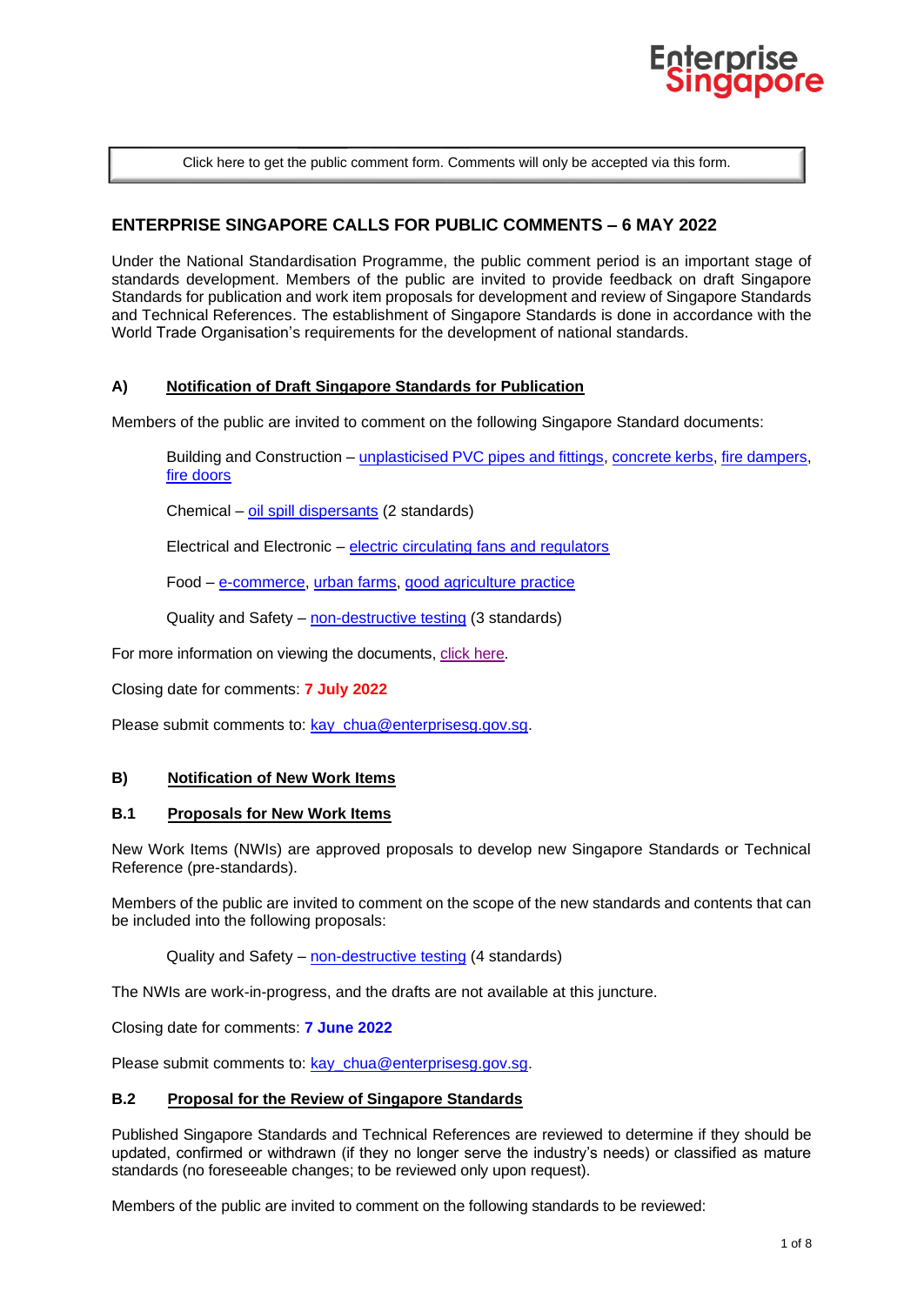Click here to get the public comment form. Comments will only be accepted via this form.

## ENTERPRISE SINGAPORE CALLS FOR PUBLIC COMMENTS – 6 MAY 2022

Under the National Standardisation Programme, the public comment period is an important stage of standards development. Members of the public are invited to provide feedback on draft Singapore Standards for publication and work item proposals for development and review of Singapore Standards and Technical References. The establishment of Singapore Standards is done in accordance with the World Trade Organisation's requirements for the development of national standards.

### A) Notification of Draft Singapore Standards for Publication

Members of the public are invited to comment on the following Singapore Standard documents:

Building and Construction – unplasticised PVC pipes and fittings, concrete kerbs, fire dampers, fire doors

Chemical – oil spill dispersants (2 standards)

Electrical and Electronic – electric circulating fans and regulators

Food – e-commerce, urban farms, good agriculture practice

Quality and Safety – non-destructive testing (3 standards)

For more information on viewing the documents, click here.

Closing date for comments: **7 July 2022**

Please submit comments to: kay_chua@enterprisesg.gov.sg.

### B) Notification of New Work Items

#### B.1 Proposals for New Work Items

New Work Items (NWIs) are approved proposals to develop new Singapore Standards or Technical Reference (pre-standards).

Members of the public are invited to comment on the scope of the new standards and contents that can be included into the following proposals:

Quality and Safety – non-destructive testing (4 standards)

The NWIs are work-in-progress, and the drafts are not available at this juncture.

Closing date for comments: **7 June 2022**

Please submit comments to: kay_chua@enterprisesg.gov.sg.

#### B.2 Proposal for the Review of Singapore Standards

Published Singapore Standards and Technical References are reviewed to determine if they should be updated, confirmed or withdrawn (if they no longer serve the industry's needs) or classified as mature standards (no foreseeable changes; to be reviewed only upon request).

Members of the public are invited to comment on the following standards to be reviewed: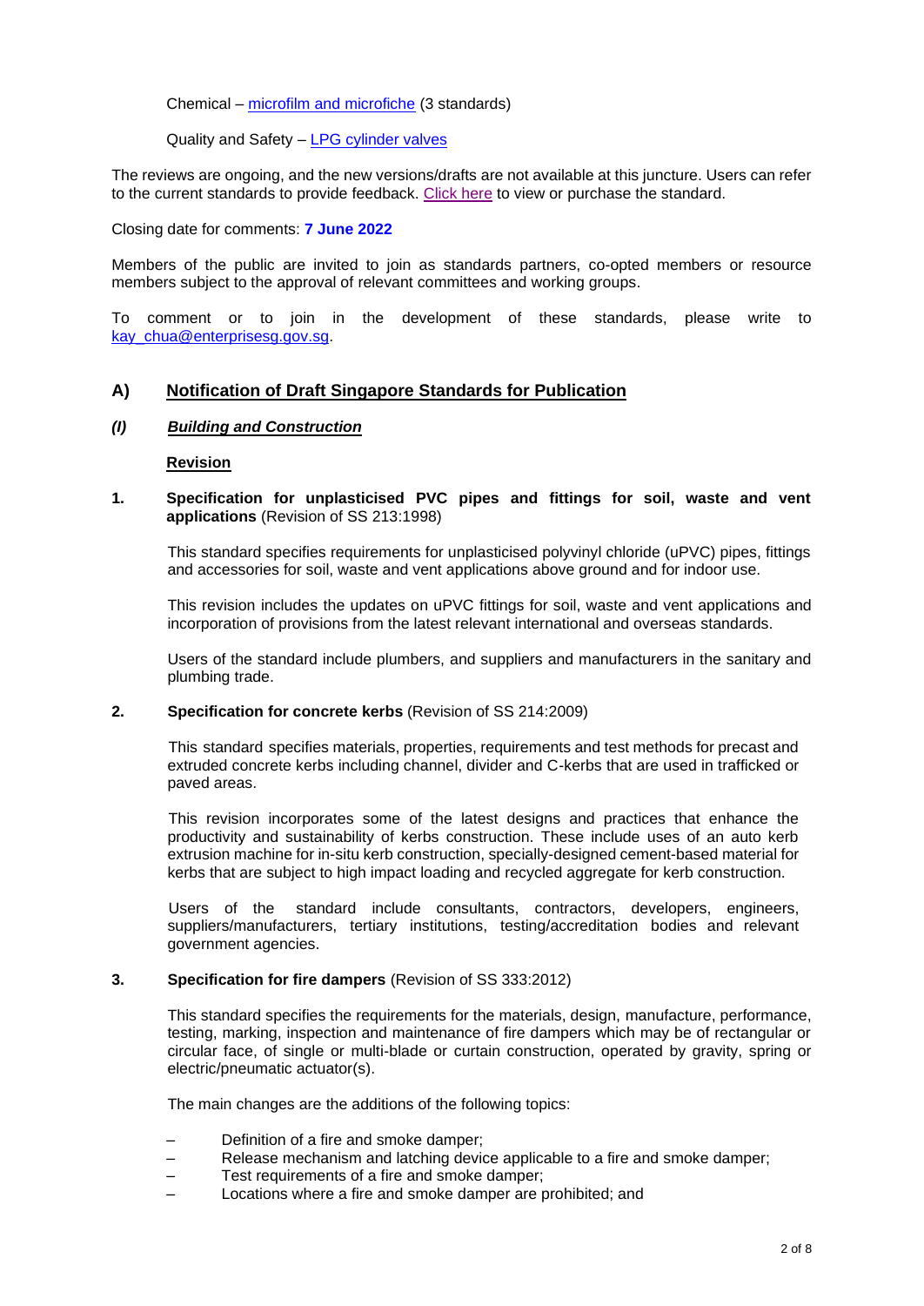Chemical – [microfilm and microfiche](#) (3 standards)

Quality and Safety – [LPG cylinder valves](#)

The reviews are ongoing, and the new versions/drafts are not available at this juncture. Users can refer to the current standards to provide feedback. [Click here](#) to view or purchase the standard.

Closing date for comments: **7 June 2022**

Members of the public are invited to join as standards partners, co-opted members or resource members subject to the approval of relevant committees and working groups.

To comment or to join in the development of these standards, please write to kay_chua@enterprisesg.gov.sg.

## A) Notification of Draft Singapore Standards for Publication

### *(I) Building and Construction*

**Revision**

**1. Specification for unplasticised PVC pipes and fittings for soil, waste and vent applications** (Revision of SS 213:1998)

This standard specifies requirements for unplasticised polyvinyl chloride (uPVC) pipes, fittings and accessories for soil, waste and vent applications above ground and for indoor use.

This revision includes the updates on uPVC fittings for soil, waste and vent applications and incorporation of provisions from the latest relevant international and overseas standards.

Users of the standard include plumbers, and suppliers and manufacturers in the sanitary and plumbing trade.

**2. Specification for concrete kerbs** (Revision of SS 214:2009)

This standard specifies materials, properties, requirements and test methods for precast and extruded concrete kerbs including channel, divider and C-kerbs that are used in trafficked or paved areas.

This revision incorporates some of the latest designs and practices that enhance the productivity and sustainability of kerbs construction. These include uses of an auto kerb extrusion machine for in-situ kerb construction, specially-designed cement-based material for kerbs that are subject to high impact loading and recycled aggregate for kerb construction.

Users of the standard include consultants, contractors, developers, engineers, suppliers/manufacturers, tertiary institutions, testing/accreditation bodies and relevant government agencies.

**3. Specification for fire dampers** (Revision of SS 333:2012)

This standard specifies the requirements for the materials, design, manufacture, performance, testing, marking, inspection and maintenance of fire dampers which may be of rectangular or circular face, of single or multi-blade or curtain construction, operated by gravity, spring or electric/pneumatic actuator(s).

The main changes are the additions of the following topics:

- Definition of a fire and smoke damper;
- Release mechanism and latching device applicable to a fire and smoke damper;
- Test requirements of a fire and smoke damper;
- Locations where a fire and smoke damper are prohibited; and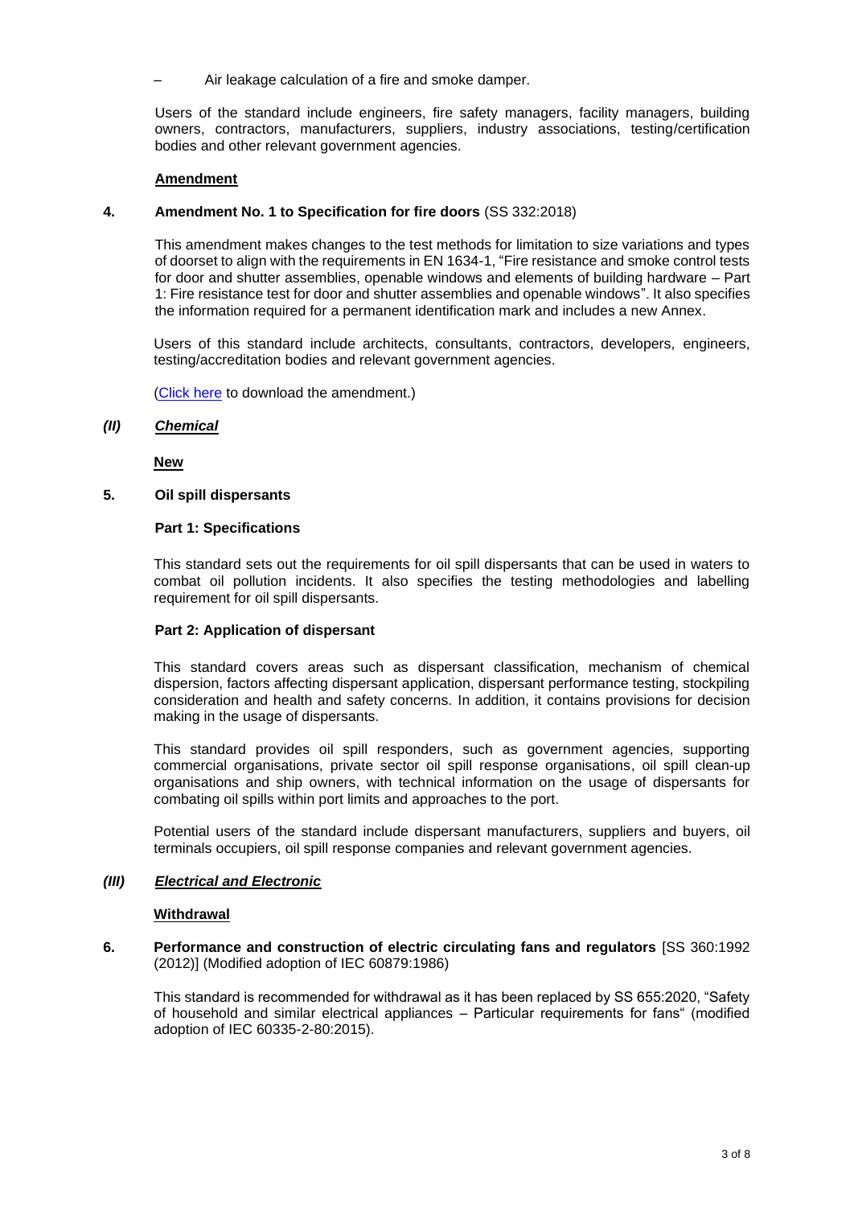– Air leakage calculation of a fire and smoke damper.

Users of the standard include engineers, fire safety managers, facility managers, building owners, contractors, manufacturers, suppliers, industry associations, testing/certification bodies and other relevant government agencies.

**Amendment**

**4. Amendment No. 1 to Specification for fire doors** (SS 332:2018)

This amendment makes changes to the test methods for limitation to size variations and types of doorset to align with the requirements in EN 1634-1, "Fire resistance and smoke control tests for door and shutter assemblies, openable windows and elements of building hardware – Part 1: Fire resistance test for door and shutter assemblies and openable windows". It also specifies the information required for a permanent identification mark and includes a new Annex.

Users of this standard include architects, consultants, contractors, developers, engineers, testing/accreditation bodies and relevant government agencies.

(Click here to download the amendment.)

***(II) Chemical***

**New**

**5. Oil spill dispersants**

**Part 1: Specifications**

This standard sets out the requirements for oil spill dispersants that can be used in waters to combat oil pollution incidents. It also specifies the testing methodologies and labelling requirement for oil spill dispersants.

**Part 2: Application of dispersant**

This standard covers areas such as dispersant classification, mechanism of chemical dispersion, factors affecting dispersant application, dispersant performance testing, stockpiling consideration and health and safety concerns. In addition, it contains provisions for decision making in the usage of dispersants.

This standard provides oil spill responders, such as government agencies, supporting commercial organisations, private sector oil spill response organisations, oil spill clean-up organisations and ship owners, with technical information on the usage of dispersants for combating oil spills within port limits and approaches to the port.

Potential users of the standard include dispersant manufacturers, suppliers and buyers, oil terminals occupiers, oil spill response companies and relevant government agencies.

***(III) Electrical and Electronic***

**Withdrawal**

**6. Performance and construction of electric circulating fans and regulators** [SS 360:1992 (2012)] (Modified adoption of IEC 60879:1986)

This standard is recommended for withdrawal as it has been replaced by SS 655:2020, "Safety of household and similar electrical appliances – Particular requirements for fans" (modified adoption of IEC 60335-2-80:2015).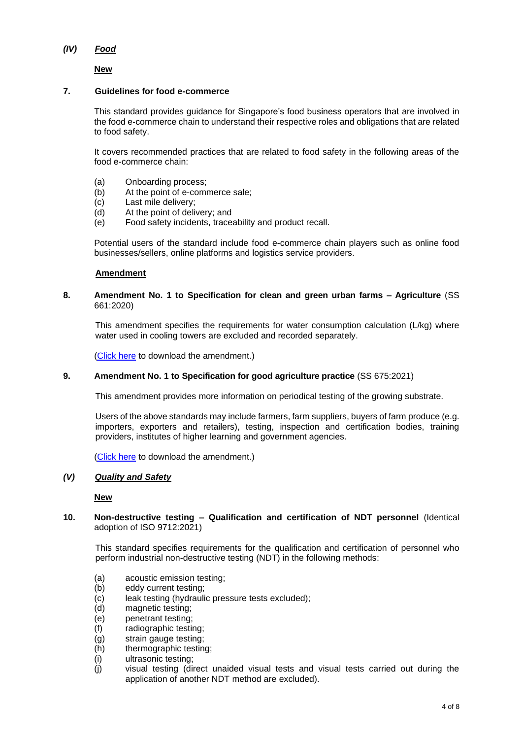## *(IV)* ***Food***

**New**

### 7. Guidelines for food e-commerce

This standard provides guidance for Singapore's food business operators that are involved in the food e-commerce chain to understand their respective roles and obligations that are related to food safety.

It covers recommended practices that are related to food safety in the following areas of the food e-commerce chain:

- (a) Onboarding process;
- (b) At the point of e-commerce sale;
- (c) Last mile delivery;
- (d) At the point of delivery; and
- (e) Food safety incidents, traceability and product recall.

Potential users of the standard include food e-commerce chain players such as online food businesses/sellers, online platforms and logistics service providers.

**Amendment**

### 8. Amendment No. 1 to Specification for clean and green urban farms – Agriculture (SS 661:2020)

This amendment specifies the requirements for water consumption calculation (L/kg) where water used in cooling towers are excluded and recorded separately.

(Click here to download the amendment.)

### 9. Amendment No. 1 to Specification for good agriculture practice (SS 675:2021)

This amendment provides more information on periodical testing of the growing substrate.

Users of the above standards may include farmers, farm suppliers, buyers of farm produce (e.g. importers, exporters and retailers), testing, inspection and certification bodies, training providers, institutes of higher learning and government agencies.

(Click here to download the amendment.)

## *(V)* ***Quality and Safety***

**New**

### 10. Non-destructive testing – Qualification and certification of NDT personnel (Identical adoption of ISO 9712:2021)

This standard specifies requirements for the qualification and certification of personnel who perform industrial non-destructive testing (NDT) in the following methods:

- (a) acoustic emission testing;
- (b) eddy current testing;
- (c) leak testing (hydraulic pressure tests excluded);
- (d) magnetic testing;
- (e) penetrant testing;
- (f) radiographic testing;
- (g) strain gauge testing;
- (h) thermographic testing;
- (i) ultrasonic testing;
- (j) visual testing (direct unaided visual tests and visual tests carried out during the application of another NDT method are excluded).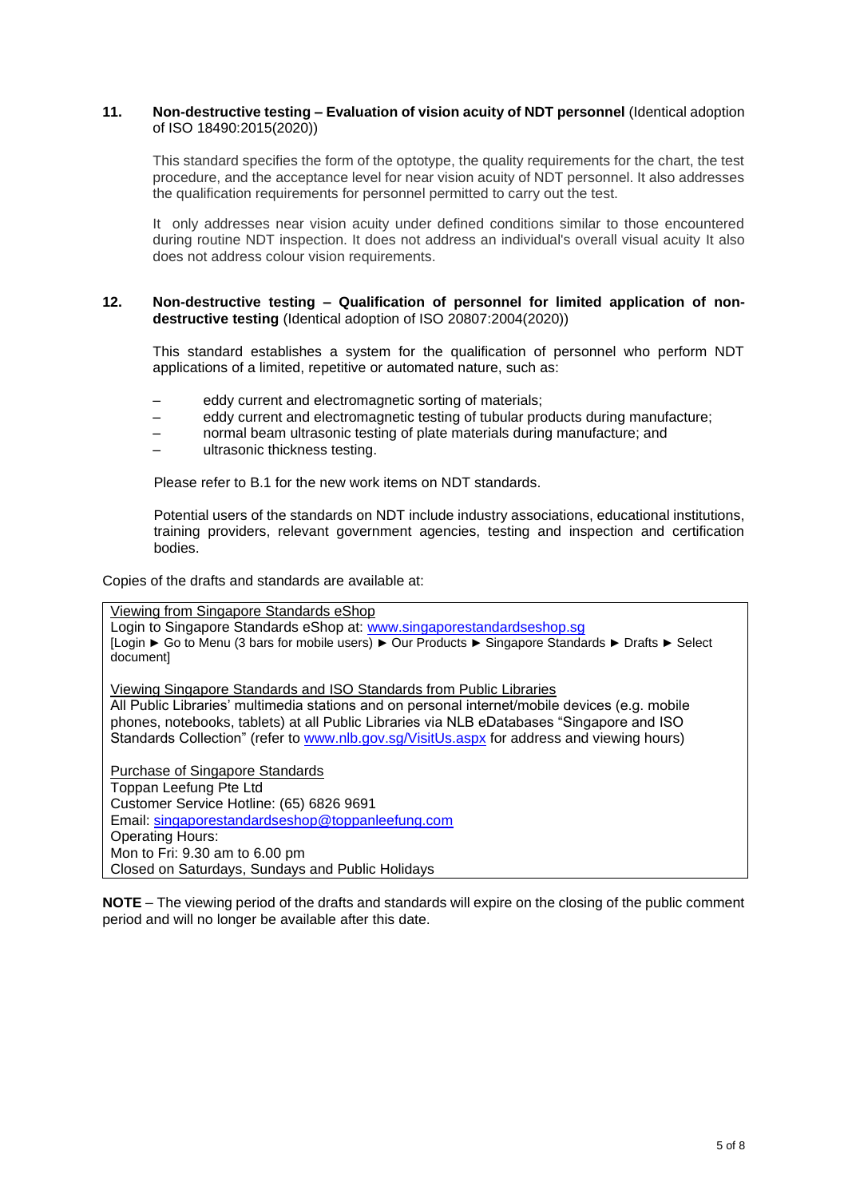**11. Non-destructive testing – Evaluation of vision acuity of NDT personnel** (Identical adoption of ISO 18490:2015(2020))

This standard specifies the form of the optotype, the quality requirements for the chart, the test procedure, and the acceptance level for near vision acuity of NDT personnel. It also addresses the qualification requirements for personnel permitted to carry out the test.

It only addresses near vision acuity under defined conditions similar to those encountered during routine NDT inspection. It does not address an individual's overall visual acuity It also does not address colour vision requirements.

**12. Non-destructive testing – Qualification of personnel for limited application of non-destructive testing** (Identical adoption of ISO 20807:2004(2020))

This standard establishes a system for the qualification of personnel who perform NDT applications of a limited, repetitive or automated nature, such as:

- eddy current and electromagnetic sorting of materials;
- eddy current and electromagnetic testing of tubular products during manufacture;
- normal beam ultrasonic testing of plate materials during manufacture; and
- ultrasonic thickness testing.

Please refer to B.1 for the new work items on NDT standards.

Potential users of the standards on NDT include industry associations, educational institutions, training providers, relevant government agencies, testing and inspection and certification bodies.

Copies of the drafts and standards are available at:

Viewing from Singapore Standards eShop
Login to Singapore Standards eShop at: www.singaporestandardseshop.sg
[Login ► Go to Menu (3 bars for mobile users) ► Our Products ► Singapore Standards ► Drafts ► Select document]

Viewing Singapore Standards and ISO Standards from Public Libraries
All Public Libraries' multimedia stations and on personal internet/mobile devices (e.g. mobile phones, notebooks, tablets) at all Public Libraries via NLB eDatabases "Singapore and ISO Standards Collection" (refer to www.nlb.gov.sg/VisitUs.aspx for address and viewing hours)

Purchase of Singapore Standards
Toppan Leefung Pte Ltd
Customer Service Hotline: (65) 6826 9691
Email: singaporestandardseshop@toppanleefung.com
Operating Hours:
Mon to Fri: 9.30 am to 6.00 pm
Closed on Saturdays, Sundays and Public Holidays

**NOTE** – The viewing period of the drafts and standards will expire on the closing of the public comment period and will no longer be available after this date.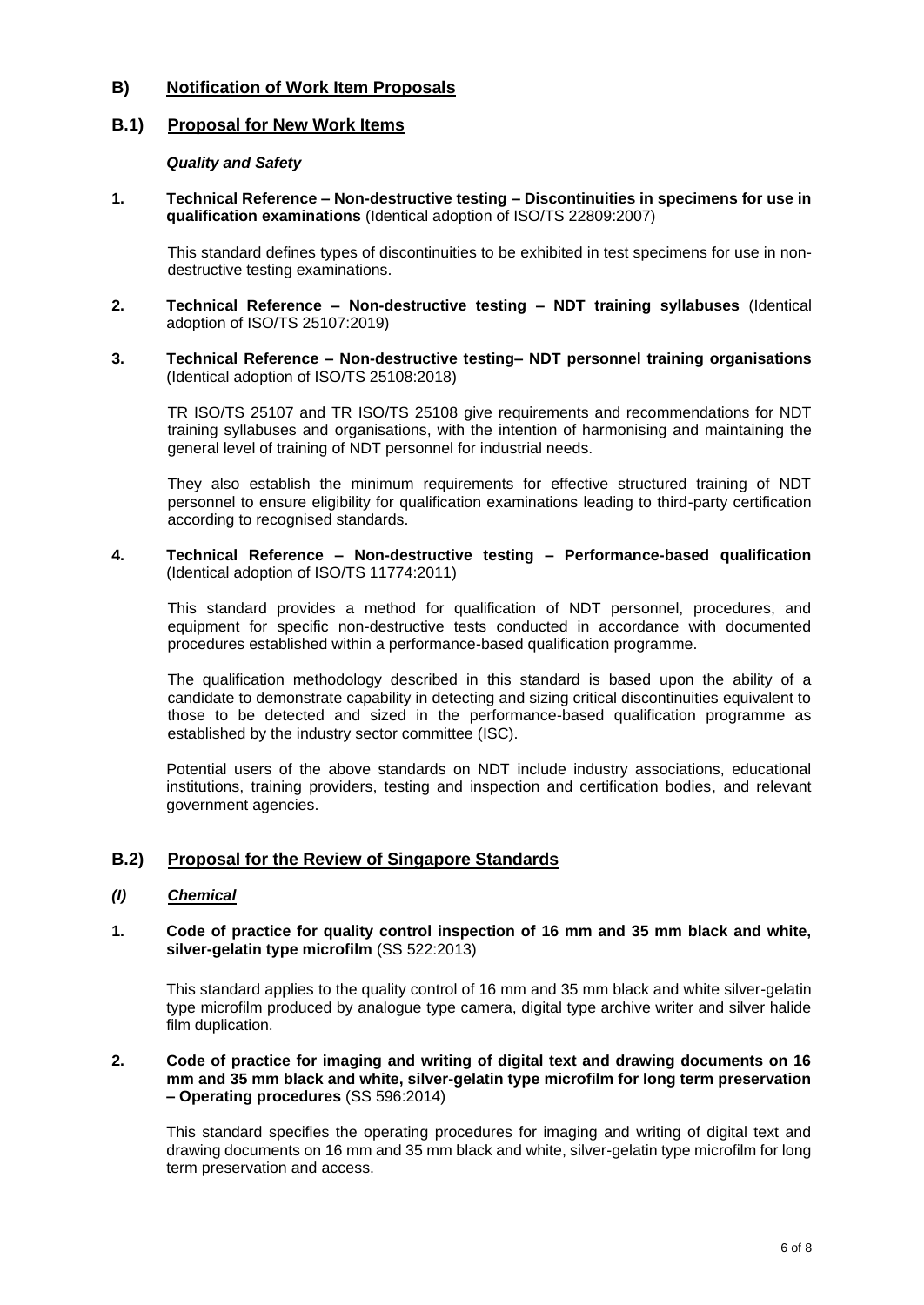## B) Notification of Work Item Proposals

### B.1) Proposal for New Work Items

#### *Quality and Safety*

**1. Technical Reference – Non-destructive testing – Discontinuities in specimens for use in qualification examinations** (Identical adoption of ISO/TS 22809:2007)

This standard defines types of discontinuities to be exhibited in test specimens for use in non-destructive testing examinations.

**2. Technical Reference – Non-destructive testing – NDT training syllabuses** (Identical adoption of ISO/TS 25107:2019)

**3. Technical Reference – Non-destructive testing– NDT personnel training organisations** (Identical adoption of ISO/TS 25108:2018)

TR ISO/TS 25107 and TR ISO/TS 25108 give requirements and recommendations for NDT training syllabuses and organisations, with the intention of harmonising and maintaining the general level of training of NDT personnel for industrial needs.

They also establish the minimum requirements for effective structured training of NDT personnel to ensure eligibility for qualification examinations leading to third-party certification according to recognised standards.

**4. Technical Reference – Non-destructive testing – Performance-based qualification** (Identical adoption of ISO/TS 11774:2011)

This standard provides a method for qualification of NDT personnel, procedures, and equipment for specific non-destructive tests conducted in accordance with documented procedures established within a performance-based qualification programme.

The qualification methodology described in this standard is based upon the ability of a candidate to demonstrate capability in detecting and sizing critical discontinuities equivalent to those to be detected and sized in the performance-based qualification programme as established by the industry sector committee (ISC).

Potential users of the above standards on NDT include industry associations, educational institutions, training providers, testing and inspection and certification bodies, and relevant government agencies.

### B.2) Proposal for the Review of Singapore Standards

#### *(I) Chemical*

**1. Code of practice for quality control inspection of 16 mm and 35 mm black and white, silver-gelatin type microfilm** (SS 522:2013)

This standard applies to the quality control of 16 mm and 35 mm black and white silver-gelatin type microfilm produced by analogue type camera, digital type archive writer and silver halide film duplication.

**2. Code of practice for imaging and writing of digital text and drawing documents on 16 mm and 35 mm black and white, silver-gelatin type microfilm for long term preservation – Operating procedures** (SS 596:2014)

This standard specifies the operating procedures for imaging and writing of digital text and drawing documents on 16 mm and 35 mm black and white, silver-gelatin type microfilm for long term preservation and access.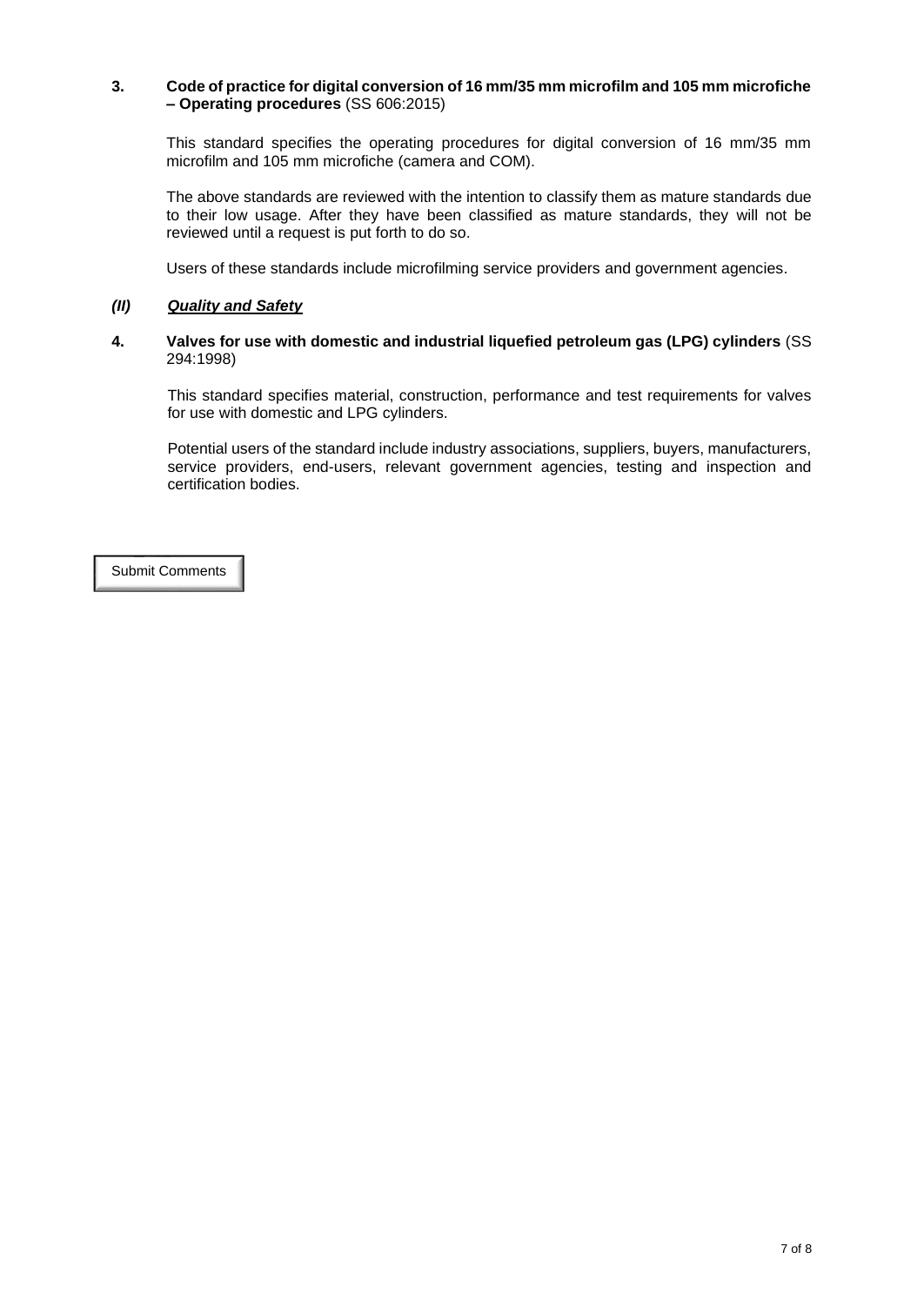**3. Code of practice for digital conversion of 16 mm/35 mm microfilm and 105 mm microfiche – Operating procedures** (SS 606:2015)

This standard specifies the operating procedures for digital conversion of 16 mm/35 mm microfilm and 105 mm microfiche (camera and COM).

The above standards are reviewed with the intention to classify them as mature standards due to their low usage. After they have been classified as mature standards, they will not be reviewed until a request is put forth to do so.

Users of these standards include microfilming service providers and government agencies.

***(II) <u>Quality and Safety</u>***

**4. Valves for use with domestic and industrial liquefied petroleum gas (LPG) cylinders** (SS 294:1998)

This standard specifies material, construction, performance and test requirements for valves for use with domestic and LPG cylinders.

Potential users of the standard include industry associations, suppliers, buyers, manufacturers, service providers, end-users, relevant government agencies, testing and inspection and certification bodies.

Submit Comments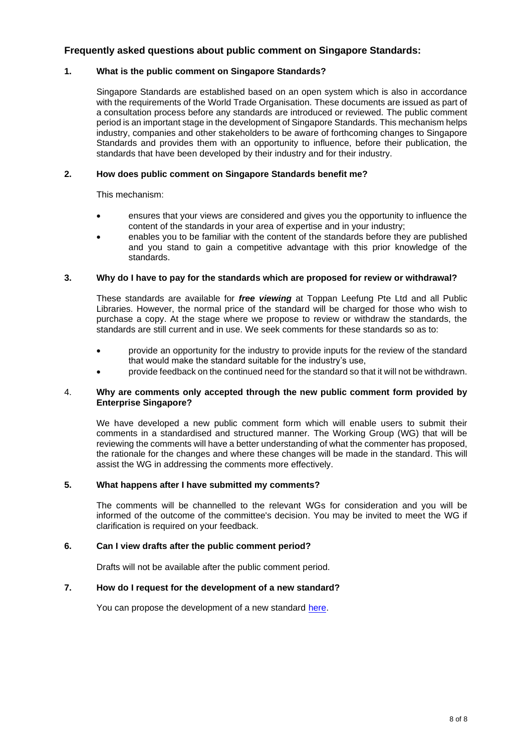## Frequently asked questions about public comment on Singapore Standards:

### 1. What is the public comment on Singapore Standards?

Singapore Standards are established based on an open system which is also in accordance with the requirements of the World Trade Organisation. These documents are issued as part of a consultation process before any standards are introduced or reviewed. The public comment period is an important stage in the development of Singapore Standards. This mechanism helps industry, companies and other stakeholders to be aware of forthcoming changes to Singapore Standards and provides them with an opportunity to influence, before their publication, the standards that have been developed by their industry and for their industry.

### 2. How does public comment on Singapore Standards benefit me?

This mechanism:

- ensures that your views are considered and gives you the opportunity to influence the content of the standards in your area of expertise and in your industry;
- enables you to be familiar with the content of the standards before they are published and you stand to gain a competitive advantage with this prior knowledge of the standards.

### 3. Why do I have to pay for the standards which are proposed for review or withdrawal?

These standards are available for ***free viewing*** at Toppan Leefung Pte Ltd and all Public Libraries. However, the normal price of the standard will be charged for those who wish to purchase a copy. At the stage where we propose to review or withdraw the standards, the standards are still current and in use. We seek comments for these standards so as to:

- provide an opportunity for the industry to provide inputs for the review of the standard that would make the standard suitable for the industry's use,
- provide feedback on the continued need for the standard so that it will not be withdrawn.

### 4. Why are comments only accepted through the new public comment form provided by Enterprise Singapore?

We have developed a new public comment form which will enable users to submit their comments in a standardised and structured manner. The Working Group (WG) that will be reviewing the comments will have a better understanding of what the commenter has proposed, the rationale for the changes and where these changes will be made in the standard. This will assist the WG in addressing the comments more effectively.

### 5. What happens after I have submitted my comments?

The comments will be channelled to the relevant WGs for consideration and you will be informed of the outcome of the committee's decision. You may be invited to meet the WG if clarification is required on your feedback.

### 6. Can I view drafts after the public comment period?

Drafts will not be available after the public comment period.

### 7. How do I request for the development of a new standard?

You can propose the development of a new standard here.